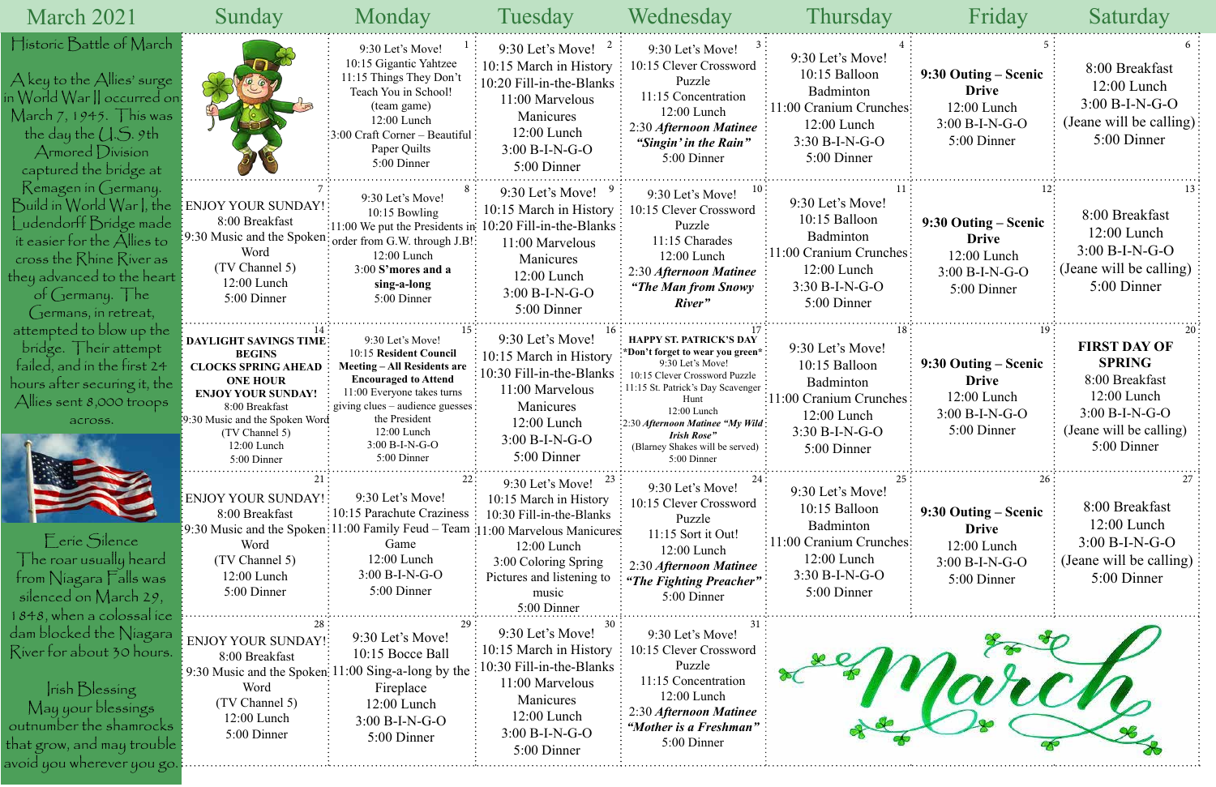# March 2021

## Historic Battle of March

A key to the Allies' surge in World War II occurred on March 7, 1945. This was the day the U.S. 9th Armored Division captured the bridge at Remagen in Germany. Build in World War I, the Ludendorff Bridge made it easier for the Allies to cross the Rhine River as they advanced to the heart of Germany. The Germans, in retreat, attempted to blow up the bridge. Their attempt failed, and in the first 24 hours after securing it, the Allies sent 8,000 troops across.

## Eerie Silence

The roar usually heard from Niagara Falls was silenced on March 29, 1848, when a colossal ice dam blocked the Niagara River for about 30 hours.

## Irish Blessing

May your blessings outnumber the shamrocks that grow, and may trouble avoid you wherever you go.

| Sunday | Monday | Tuesday | Wednesday | Thursday | Friday | Saturday |
|---|---|---|---|---|---|---|
| | **1** 9:30 Let's Move! 10:15 Gigantic Yahtzee 11:15 Things They Don't Teach You in School! (team game) 12:00 Lunch 3:00 Craft Corner – Beautiful Paper Quilts 5:00 Dinner | **2** 9:30 Let's Move! 10:15 March in History 10:20 Fill-in-the-Blanks 11:00 Marvelous Manicures 12:00 Lunch 3:00 B-I-N-G-O 5:00 Dinner | **3** 9:30 Let's Move! 10:15 Clever Crossword Puzzle 11:15 Concentration 12:00 Lunch 2:30 *Afternoon Matinee* *"Singin' in the Rain"* 5:00 Dinner | **4** 9:30 Let's Move! 10:15 Balloon Badminton 11:00 Cranium Crunches 12:00 Lunch 3:30 B-I-N-G-O 5:00 Dinner | **5** **9:30 Outing – Scenic Drive** 12:00 Lunch 3:00 B-I-N-G-O 5:00 Dinner | **6** 8:00 Breakfast 12:00 Lunch 3:00 B-I-N-G-O (Jeane will be calling) 5:00 Dinner |
| **7** ENJOY YOUR SUNDAY! 8:00 Breakfast 9:30 Music and the Spoken Word (TV Channel 5) 12:00 Lunch 5:00 Dinner | **8** 9:30 Let's Move! 10:15 Bowling 11:00 We put the Presidents in order from G.W. through J.B! 12:00 Lunch 3:00 **S'mores and a sing-a-long** 5:00 Dinner | **9** 9:30 Let's Move! 10:15 March in History 10:20 Fill-in-the-Blanks 11:00 Marvelous Manicures 12:00 Lunch 3:00 B-I-N-G-O 5:00 Dinner | **10** 9:30 Let's Move! 10:15 Clever Crossword Puzzle 11:15 Charades 12:00 Lunch 2:30 *Afternoon Matinee* *"The Man from Snowy River"* | **11** 9:30 Let's Move! 10:15 Balloon Badminton 11:00 Cranium Crunches 12:00 Lunch 3:30 B-I-N-G-O 5:00 Dinner | **12** **9:30 Outing – Scenic Drive** 12:00 Lunch 3:00 B-I-N-G-O 5:00 Dinner | **13** 8:00 Breakfast 12:00 Lunch 3:00 B-I-N-G-O (Jeane will be calling) 5:00 Dinner |
| **14** **DAYLIGHT SAVINGS TIME BEGINS CLOCKS SPRING AHEAD ONE HOUR ENJOY YOUR SUNDAY!** 8:00 Breakfast 9:30 Music and the Spoken Word (TV Channel 5) 12:00 Lunch 5:00 Dinner | **15** 9:30 Let's Move! 10:15 **Resident Council Meeting – All Residents are Encouraged to Attend** 11:00 Everyone takes turns giving clues – audience guesses the President 12:00 Lunch 3:00 B-I-N-G-O 5:00 Dinner | **16** 9:30 Let's Move! 10:15 March in History 10:30 Fill-in-the-Blanks 11:00 Marvelous Manicures 12:00 Lunch 3:00 B-I-N-G-O 5:00 Dinner | **17** **HAPPY ST. PATRICK'S DAY** **\*Don't forget to wear you green\*** 9:30 Let's Move! 10:15 Clever Crossword Puzzle 11:15 St. Patrick's Day Scavenger Hunt 12:00 Lunch 2:30 *Afternoon Matinee "My Wild Irish Rose"* (Blarney Shakes will be served) 5:00 Dinner | **18** 9:30 Let's Move! 10:15 Balloon Badminton 11:00 Cranium Crunches 12:00 Lunch 3:30 B-I-N-G-O 5:00 Dinner | **19** **9:30 Outing – Scenic Drive** 12:00 Lunch 3:00 B-I-N-G-O 5:00 Dinner | **20** **FIRST DAY OF SPRING** 8:00 Breakfast 12:00 Lunch 3:00 B-I-N-G-O (Jeane will be calling) 5:00 Dinner |
| **21** ENJOY YOUR SUNDAY! 8:00 Breakfast 9:30 Music and the Spoken Word (TV Channel 5) 12:00 Lunch 5:00 Dinner | **22** 9:30 Let's Move! 10:15 Parachute Craziness 11:00 Family Feud – Team Game 12:00 Lunch 3:00 B-I-N-G-O 5:00 Dinner | **23** 9:30 Let's Move! 10:15 March in History 10:30 Fill-in-the-Blanks 11:00 Marvelous Manicures 12:00 Lunch 3:00 Coloring Spring Pictures and listening to music 5:00 Dinner | **24** 9:30 Let's Move! 10:15 Clever Crossword Puzzle 11:15 Sort it Out! 12:00 Lunch 2:30 *Afternoon Matinee* *"The Fighting Preacher"* 5:00 Dinner | **25** 9:30 Let's Move! 10:15 Balloon Badminton 11:00 Cranium Crunches 12:00 Lunch 3:30 B-I-N-G-O 5:00 Dinner | **26** **9:30 Outing – Scenic Drive** 12:00 Lunch 3:00 B-I-N-G-O 5:00 Dinner | **27** 8:00 Breakfast 12:00 Lunch 3:00 B-I-N-G-O (Jeane will be calling) 5:00 Dinner |
| **28** ENJOY YOUR SUNDAY! 8:00 Breakfast 9:30 Music and the Spoken Word (TV Channel 5) 12:00 Lunch 5:00 Dinner | **29** 9:30 Let's Move! 10:15 Bocce Ball 11:00 Sing-a-long by the Fireplace 12:00 Lunch 3:00 B-I-N-G-O 5:00 Dinner | **30** 9:30 Let's Move! 10:15 March in History 10:30 Fill-in-the-Blanks 11:00 Marvelous Manicures 12:00 Lunch 3:00 B-I-N-G-O 5:00 Dinner | **31** 9:30 Let's Move! 10:15 Clever Crossword Puzzle 11:15 Concentration 12:00 Lunch 2:30 *Afternoon Matinee* *"Mother is a Freshman"* 5:00 Dinner | | | |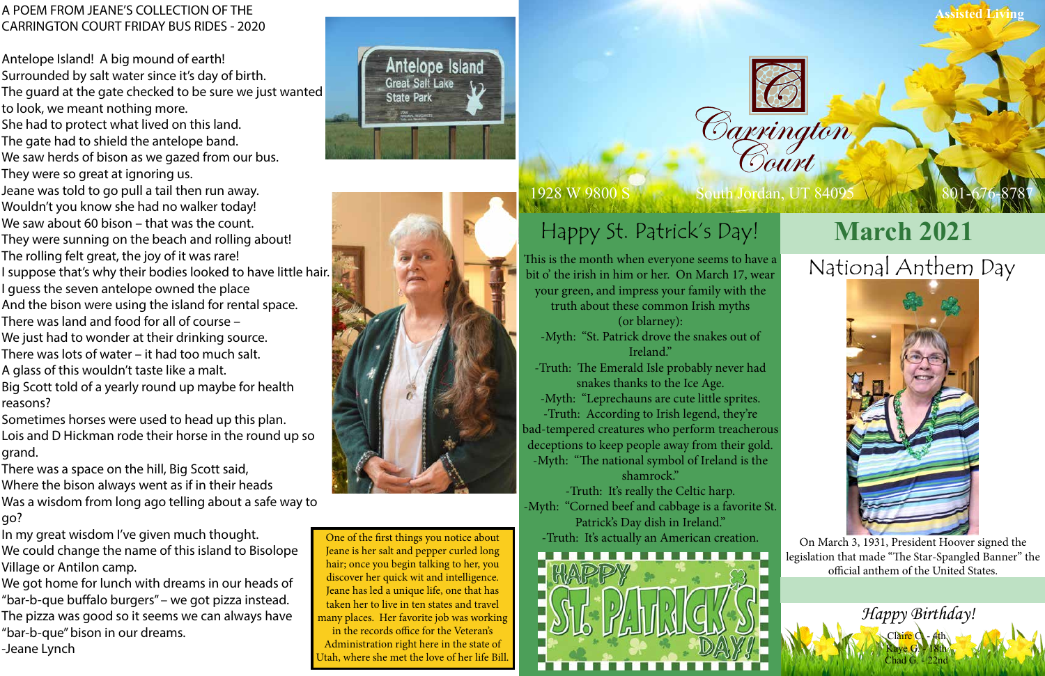A POEM FROM JEANE'S COLLECTION OF THE CARRINGTON COURT FRIDAY BUS RIDES - 2020

Antelope Island! A big mound of earth!
Surrounded by salt water since it's day of birth.
The guard at the gate checked to be sure we just wanted to look, we meant nothing more.
She had to protect what lived on this land.
The gate had to shield the antelope band.
We saw herds of bison as we gazed from our bus.
They were so great at ignoring us.
Jeane was told to go pull a tail then run away.
Wouldn't you know she had no walker today!
We saw about 60 bison – that was the count.
They were sunning on the beach and rolling about!
The rolling felt great, the joy of it was rare!
I suppose that's why their bodies looked to have little hair.
I guess the seven antelope owned the place
And the bison were using the island for rental space.
There was land and food for all of course –
We just had to wonder at their drinking source.
There was lots of water – it had too much salt.
A glass of this wouldn't taste like a malt.
Big Scott told of a yearly round up maybe for health reasons?
Sometimes horses were used to head up this plan.
Lois and D Hickman rode their horse in the round up so grand.
There was a space on the hill, Big Scott said,
Where the bison always went as if in their heads
Was a wisdom from long ago telling about a safe way to go?
In my great wisdom I've given much thought.
We could change the name of this island to Bisolope Village or Antilon camp.
We got home for lunch with dreams in our heads of "bar-b-que buffalo burgers" – we got pizza instead.
The pizza was good so it seems we can always have "bar-b-que" bison in our dreams.
-Jeane Lynch

Antelope Island
Great Salt Lake
State Park

One of the first things you notice about Jeane is her salt and pepper curled long hair; once you begin talking to her, you discover her quick wit and intelligence. Jeane has led a unique life, one that has taken her to live in ten states and travel many places. Her favorite job was working in the records office for the Veteran's Administration right here in the state of Utah, where she met the love of her life Bill.

Assisted Living

# Carrington Court

1928 W 9800 S South Jordan, UT 84095 801-676-8787

## Happy St. Patrick's Day!

This is the month when everyone seems to have a bit o' the irish in him or her. On March 17, wear your green, and impress your family with the truth about these common Irish myths (or blarney):

-Myth: "St. Patrick drove the snakes out of Ireland."
-Truth: The Emerald Isle probably never had snakes thanks to the Ice Age.
-Myth: "Leprechauns are cute little sprites.
-Truth: According to Irish legend, they're bad-tempered creatures who perform treacherous deceptions to keep people away from their gold.
-Myth: "The national symbol of Ireland is the shamrock."
-Truth: It's really the Celtic harp.
-Myth: "Corned beef and cabbage is a favorite St. Patrick's Day dish in Ireland."
-Truth: It's actually an American creation.

HAPPY ST. PATRICK'S DAY!

# March 2021

## National Anthem Day

On March 3, 1931, President Hoover signed the legislation that made "The Star-Spangled Banner" the official anthem of the United States.

## *Happy Birthday!*

Claire C. - 4th
Kaye G. - 18th
Chad G. - 22nd